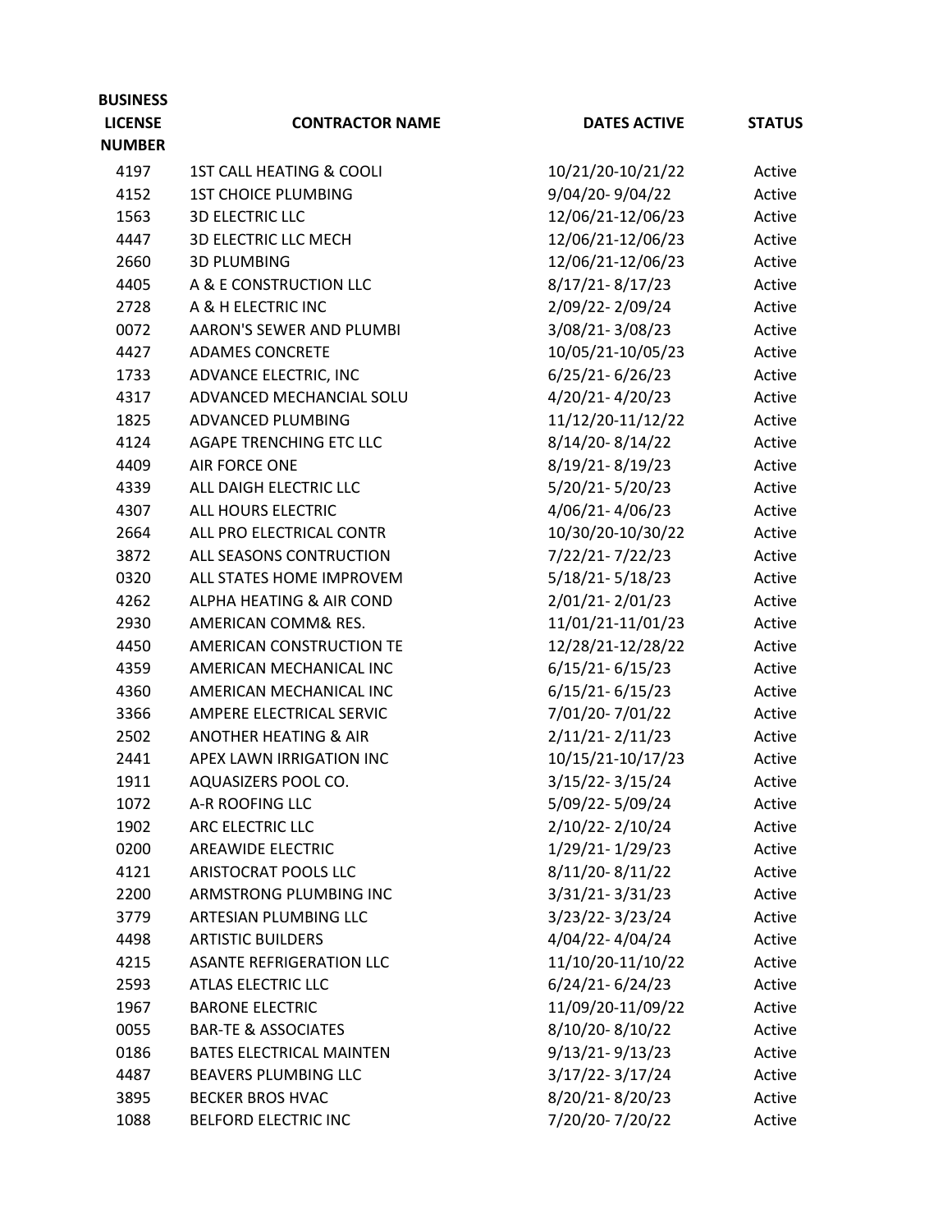| BUSINESS LICENSE NUMBER | CONTRACTOR NAME | DATES ACTIVE | STATUS |
| --- | --- | --- | --- |
| 4197 | 1ST CALL HEATING & COOLI | 10/21/20-10/21/22 | Active |
| 4152 | 1ST CHOICE PLUMBING | 9/04/20- 9/04/22 | Active |
| 1563 | 3D ELECTRIC LLC | 12/06/21-12/06/23 | Active |
| 4447 | 3D ELECTRIC LLC MECH | 12/06/21-12/06/23 | Active |
| 2660 | 3D PLUMBING | 12/06/21-12/06/23 | Active |
| 4405 | A & E CONSTRUCTION LLC | 8/17/21- 8/17/23 | Active |
| 2728 | A & H ELECTRIC INC | 2/09/22- 2/09/24 | Active |
| 0072 | AARON'S SEWER AND PLUMBI | 3/08/21- 3/08/23 | Active |
| 4427 | ADAMES CONCRETE | 10/05/21-10/05/23 | Active |
| 1733 | ADVANCE ELECTRIC, INC | 6/25/21- 6/26/23 | Active |
| 4317 | ADVANCED MECHANCIAL SOLU | 4/20/21- 4/20/23 | Active |
| 1825 | ADVANCED PLUMBING | 11/12/20-11/12/22 | Active |
| 4124 | AGAPE TRENCHING ETC LLC | 8/14/20- 8/14/22 | Active |
| 4409 | AIR FORCE ONE | 8/19/21- 8/19/23 | Active |
| 4339 | ALL DAIGH ELECTRIC LLC | 5/20/21- 5/20/23 | Active |
| 4307 | ALL HOURS ELECTRIC | 4/06/21- 4/06/23 | Active |
| 2664 | ALL PRO ELECTRICAL CONTR | 10/30/20-10/30/22 | Active |
| 3872 | ALL SEASONS CONTRUCTION | 7/22/21- 7/22/23 | Active |
| 0320 | ALL STATES HOME IMPROVEM | 5/18/21- 5/18/23 | Active |
| 4262 | ALPHA HEATING & AIR COND | 2/01/21- 2/01/23 | Active |
| 2930 | AMERICAN COMM& RES. | 11/01/21-11/01/23 | Active |
| 4450 | AMERICAN CONSTRUCTION TE | 12/28/21-12/28/22 | Active |
| 4359 | AMERICAN MECHANICAL INC | 6/15/21- 6/15/23 | Active |
| 4360 | AMERICAN MECHANICAL INC | 6/15/21- 6/15/23 | Active |
| 3366 | AMPERE ELECTRICAL SERVIC | 7/01/20- 7/01/22 | Active |
| 2502 | ANOTHER HEATING & AIR | 2/11/21- 2/11/23 | Active |
| 2441 | APEX LAWN IRRIGATION INC | 10/15/21-10/17/23 | Active |
| 1911 | AQUASIZERS POOL CO. | 3/15/22- 3/15/24 | Active |
| 1072 | A-R ROOFING LLC | 5/09/22- 5/09/24 | Active |
| 1902 | ARC ELECTRIC LLC | 2/10/22- 2/10/24 | Active |
| 0200 | AREAWIDE ELECTRIC | 1/29/21- 1/29/23 | Active |
| 4121 | ARISTOCRAT POOLS LLC | 8/11/20- 8/11/22 | Active |
| 2200 | ARMSTRONG PLUMBING INC | 3/31/21- 3/31/23 | Active |
| 3779 | ARTESIAN PLUMBING LLC | 3/23/22- 3/23/24 | Active |
| 4498 | ARTISTIC BUILDERS | 4/04/22- 4/04/24 | Active |
| 4215 | ASANTE REFRIGERATION LLC | 11/10/20-11/10/22 | Active |
| 2593 | ATLAS ELECTRIC LLC | 6/24/21- 6/24/23 | Active |
| 1967 | BARONE ELECTRIC | 11/09/20-11/09/22 | Active |
| 0055 | BAR-TE & ASSOCIATES | 8/10/20- 8/10/22 | Active |
| 0186 | BATES ELECTRICAL MAINTEN | 9/13/21- 9/13/23 | Active |
| 4487 | BEAVERS PLUMBING LLC | 3/17/22- 3/17/24 | Active |
| 3895 | BECKER BROS HVAC | 8/20/21- 8/20/23 | Active |
| 1088 | BELFORD ELECTRIC INC | 7/20/20- 7/20/22 | Active |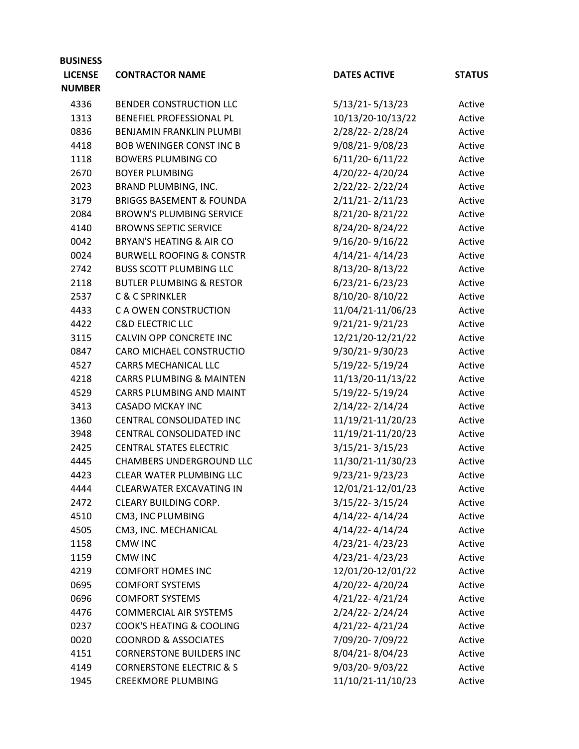| BUSINESS LICENSE NUMBER | CONTRACTOR NAME | DATES ACTIVE | STATUS |
|---|---|---|---|
| 4336 | BENDER CONSTRUCTION LLC | 5/13/21- 5/13/23 | Active |
| 1313 | BENEFIEL PROFESSIONAL PL | 10/13/20-10/13/22 | Active |
| 0836 | BENJAMIN FRANKLIN PLUMBI | 2/28/22- 2/28/24 | Active |
| 4418 | BOB WENINGER CONST INC B | 9/08/21- 9/08/23 | Active |
| 1118 | BOWERS PLUMBING CO | 6/11/20- 6/11/22 | Active |
| 2670 | BOYER PLUMBING | 4/20/22- 4/20/24 | Active |
| 2023 | BRAND PLUMBING, INC. | 2/22/22- 2/22/24 | Active |
| 3179 | BRIGGS BASEMENT & FOUNDA | 2/11/21- 2/11/23 | Active |
| 2084 | BROWN'S PLUMBING SERVICE | 8/21/20- 8/21/22 | Active |
| 4140 | BROWNS SEPTIC SERVICE | 8/24/20- 8/24/22 | Active |
| 0042 | BRYAN'S HEATING & AIR CO | 9/16/20- 9/16/22 | Active |
| 0024 | BURWELL ROOFING & CONSTR | 4/14/21- 4/14/23 | Active |
| 2742 | BUSS SCOTT PLUMBING LLC | 8/13/20- 8/13/22 | Active |
| 2118 | BUTLER PLUMBING & RESTOR | 6/23/21- 6/23/23 | Active |
| 2537 | C & C SPRINKLER | 8/10/20- 8/10/22 | Active |
| 4433 | C A OWEN CONSTRUCTION | 11/04/21-11/06/23 | Active |
| 4422 | C&D ELECTRIC LLC | 9/21/21- 9/21/23 | Active |
| 3115 | CALVIN OPP CONCRETE INC | 12/21/20-12/21/22 | Active |
| 0847 | CARO MICHAEL CONSTRUCTIO | 9/30/21- 9/30/23 | Active |
| 4527 | CARRS MECHANICAL LLC | 5/19/22- 5/19/24 | Active |
| 4218 | CARRS PLUMBING & MAINTEN | 11/13/20-11/13/22 | Active |
| 4529 | CARRS PLUMBING AND MAINT | 5/19/22- 5/19/24 | Active |
| 3413 | CASADO MCKAY INC | 2/14/22- 2/14/24 | Active |
| 1360 | CENTRAL CONSOLIDATED INC | 11/19/21-11/20/23 | Active |
| 3948 | CENTRAL CONSOLIDATED INC | 11/19/21-11/20/23 | Active |
| 2425 | CENTRAL STATES ELECTRIC | 3/15/21- 3/15/23 | Active |
| 4445 | CHAMBERS UNDERGROUND LLC | 11/30/21-11/30/23 | Active |
| 4423 | CLEAR WATER PLUMBING LLC | 9/23/21- 9/23/23 | Active |
| 4444 | CLEARWATER EXCAVATING IN | 12/01/21-12/01/23 | Active |
| 2472 | CLEARY BUILDING CORP. | 3/15/22- 3/15/24 | Active |
| 4510 | CM3, INC PLUMBING | 4/14/22- 4/14/24 | Active |
| 4505 | CM3, INC. MECHANICAL | 4/14/22- 4/14/24 | Active |
| 1158 | CMW INC | 4/23/21- 4/23/23 | Active |
| 1159 | CMW INC | 4/23/21- 4/23/23 | Active |
| 4219 | COMFORT HOMES INC | 12/01/20-12/01/22 | Active |
| 0695 | COMFORT SYSTEMS | 4/20/22- 4/20/24 | Active |
| 0696 | COMFORT SYSTEMS | 4/21/22- 4/21/24 | Active |
| 4476 | COMMERCIAL AIR SYSTEMS | 2/24/22- 2/24/24 | Active |
| 0237 | COOK'S HEATING & COOLING | 4/21/22- 4/21/24 | Active |
| 0020 | COONROD & ASSOCIATES | 7/09/20- 7/09/22 | Active |
| 4151 | CORNERSTONE BUILDERS INC | 8/04/21- 8/04/23 | Active |
| 4149 | CORNERSTONE ELECTRIC & S | 9/03/20- 9/03/22 | Active |
| 1945 | CREEKMORE PLUMBING | 11/10/21-11/10/23 | Active |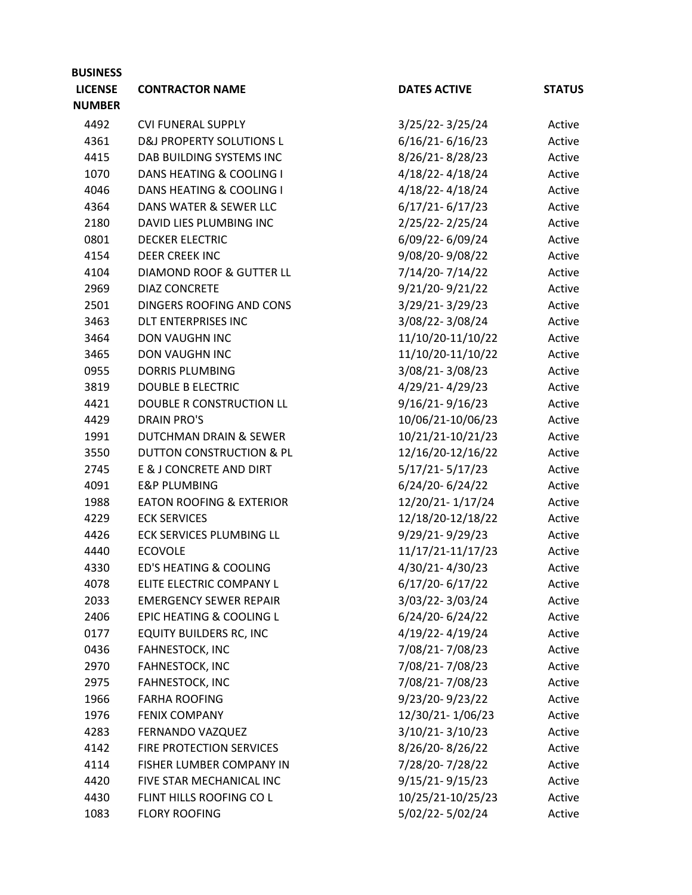| BUSINESS LICENSE NUMBER | CONTRACTOR NAME | DATES ACTIVE | STATUS |
|---|---|---|---|
| 4492 | CVI FUNERAL SUPPLY | 3/25/22- 3/25/24 | Active |
| 4361 | D&J PROPERTY SOLUTIONS L | 6/16/21- 6/16/23 | Active |
| 4415 | DAB BUILDING SYSTEMS INC | 8/26/21- 8/28/23 | Active |
| 1070 | DANS HEATING & COOLING I | 4/18/22- 4/18/24 | Active |
| 4046 | DANS HEATING & COOLING I | 4/18/22- 4/18/24 | Active |
| 4364 | DANS WATER & SEWER LLC | 6/17/21- 6/17/23 | Active |
| 2180 | DAVID LIES PLUMBING INC | 2/25/22- 2/25/24 | Active |
| 0801 | DECKER ELECTRIC | 6/09/22- 6/09/24 | Active |
| 4154 | DEER CREEK INC | 9/08/20- 9/08/22 | Active |
| 4104 | DIAMOND ROOF & GUTTER LL | 7/14/20- 7/14/22 | Active |
| 2969 | DIAZ CONCRETE | 9/21/20- 9/21/22 | Active |
| 2501 | DINGERS ROOFING AND CONS | 3/29/21- 3/29/23 | Active |
| 3463 | DLT ENTERPRISES INC | 3/08/22- 3/08/24 | Active |
| 3464 | DON VAUGHN INC | 11/10/20-11/10/22 | Active |
| 3465 | DON VAUGHN INC | 11/10/20-11/10/22 | Active |
| 0955 | DORRIS PLUMBING | 3/08/21- 3/08/23 | Active |
| 3819 | DOUBLE B ELECTRIC | 4/29/21- 4/29/23 | Active |
| 4421 | DOUBLE R CONSTRUCTION LL | 9/16/21- 9/16/23 | Active |
| 4429 | DRAIN PRO'S | 10/06/21-10/06/23 | Active |
| 1991 | DUTCHMAN DRAIN & SEWER | 10/21/21-10/21/23 | Active |
| 3550 | DUTTON CONSTRUCTION & PL | 12/16/20-12/16/22 | Active |
| 2745 | E & J CONCRETE AND DIRT | 5/17/21- 5/17/23 | Active |
| 4091 | E&P PLUMBING | 6/24/20- 6/24/22 | Active |
| 1988 | EATON ROOFING & EXTERIOR | 12/20/21- 1/17/24 | Active |
| 4229 | ECK SERVICES | 12/18/20-12/18/22 | Active |
| 4426 | ECK SERVICES PLUMBING LL | 9/29/21- 9/29/23 | Active |
| 4440 | ECOVOLE | 11/17/21-11/17/23 | Active |
| 4330 | ED'S HEATING & COOLING | 4/30/21- 4/30/23 | Active |
| 4078 | ELITE ELECTRIC COMPANY L | 6/17/20- 6/17/22 | Active |
| 2033 | EMERGENCY SEWER REPAIR | 3/03/22- 3/03/24 | Active |
| 2406 | EPIC HEATING & COOLING L | 6/24/20- 6/24/22 | Active |
| 0177 | EQUITY BUILDERS RC, INC | 4/19/22- 4/19/24 | Active |
| 0436 | FAHNESTOCK, INC | 7/08/21- 7/08/23 | Active |
| 2970 | FAHNESTOCK, INC | 7/08/21- 7/08/23 | Active |
| 2975 | FAHNESTOCK, INC | 7/08/21- 7/08/23 | Active |
| 1966 | FARHA ROOFING | 9/23/20- 9/23/22 | Active |
| 1976 | FENIX COMPANY | 12/30/21- 1/06/23 | Active |
| 4283 | FERNANDO VAZQUEZ | 3/10/21- 3/10/23 | Active |
| 4142 | FIRE PROTECTION SERVICES | 8/26/20- 8/26/22 | Active |
| 4114 | FISHER LUMBER COMPANY IN | 7/28/20- 7/28/22 | Active |
| 4420 | FIVE STAR MECHANICAL INC | 9/15/21- 9/15/23 | Active |
| 4430 | FLINT HILLS ROOFING CO L | 10/25/21-10/25/23 | Active |
| 1083 | FLORY ROOFING | 5/02/22- 5/02/24 | Active |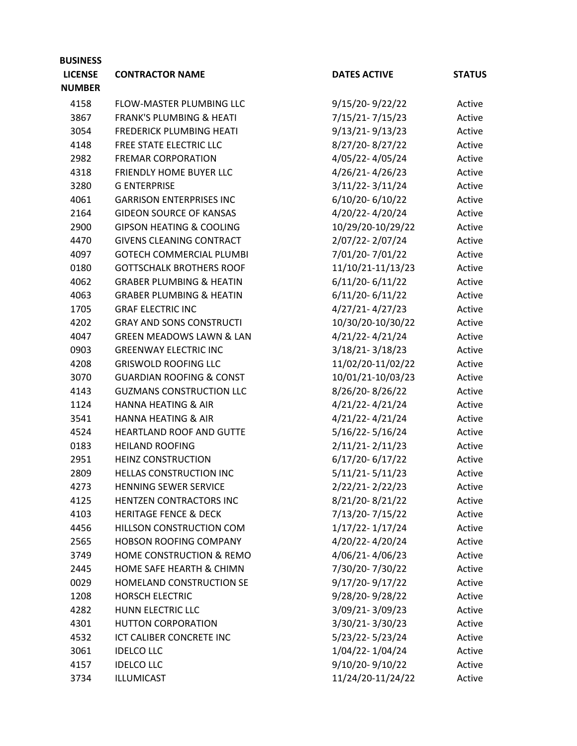| BUSINESS LICENSE NUMBER | CONTRACTOR NAME | DATES ACTIVE | STATUS |
|---|---|---|---|
| 4158 | FLOW-MASTER PLUMBING LLC | 9/15/20- 9/22/22 | Active |
| 3867 | FRANK'S PLUMBING & HEATI | 7/15/21- 7/15/23 | Active |
| 3054 | FREDERICK PLUMBING HEATI | 9/13/21- 9/13/23 | Active |
| 4148 | FREE STATE ELECTRIC LLC | 8/27/20- 8/27/22 | Active |
| 2982 | FREMAR CORPORATION | 4/05/22- 4/05/24 | Active |
| 4318 | FRIENDLY HOME BUYER LLC | 4/26/21- 4/26/23 | Active |
| 3280 | G ENTERPRISE | 3/11/22- 3/11/24 | Active |
| 4061 | GARRISON ENTERPRISES INC | 6/10/20- 6/10/22 | Active |
| 2164 | GIDEON SOURCE OF KANSAS | 4/20/22- 4/20/24 | Active |
| 2900 | GIPSON HEATING & COOLING | 10/29/20-10/29/22 | Active |
| 4470 | GIVENS CLEANING CONTRACT | 2/07/22- 2/07/24 | Active |
| 4097 | GOTECH COMMERCIAL PLUMBI | 7/01/20- 7/01/22 | Active |
| 0180 | GOTTSCHALK BROTHERS ROOF | 11/10/21-11/13/23 | Active |
| 4062 | GRABER PLUMBING & HEATIN | 6/11/20- 6/11/22 | Active |
| 4063 | GRABER PLUMBING & HEATIN | 6/11/20- 6/11/22 | Active |
| 1705 | GRAF ELECTRIC INC | 4/27/21- 4/27/23 | Active |
| 4202 | GRAY AND SONS CONSTRUCTI | 10/30/20-10/30/22 | Active |
| 4047 | GREEN MEADOWS LAWN & LAN | 4/21/22- 4/21/24 | Active |
| 0903 | GREENWAY ELECTRIC INC | 3/18/21- 3/18/23 | Active |
| 4208 | GRISWOLD ROOFING LLC | 11/02/20-11/02/22 | Active |
| 3070 | GUARDIAN ROOFING & CONST | 10/01/21-10/03/23 | Active |
| 4143 | GUZMANS CONSTRUCTION LLC | 8/26/20- 8/26/22 | Active |
| 1124 | HANNA HEATING & AIR | 4/21/22- 4/21/24 | Active |
| 3541 | HANNA HEATING & AIR | 4/21/22- 4/21/24 | Active |
| 4524 | HEARTLAND ROOF AND GUTTE | 5/16/22- 5/16/24 | Active |
| 0183 | HEILAND ROOFING | 2/11/21- 2/11/23 | Active |
| 2951 | HEINZ CONSTRUCTION | 6/17/20- 6/17/22 | Active |
| 2809 | HELLAS CONSTRUCTION INC | 5/11/21- 5/11/23 | Active |
| 4273 | HENNING SEWER SERVICE | 2/22/21- 2/22/23 | Active |
| 4125 | HENTZEN CONTRACTORS INC | 8/21/20- 8/21/22 | Active |
| 4103 | HERITAGE FENCE & DECK | 7/13/20- 7/15/22 | Active |
| 4456 | HILLSON CONSTRUCTION COM | 1/17/22- 1/17/24 | Active |
| 2565 | HOBSON ROOFING COMPANY | 4/20/22- 4/20/24 | Active |
| 3749 | HOME CONSTRUCTION & REMO | 4/06/21- 4/06/23 | Active |
| 2445 | HOME SAFE HEARTH & CHIMN | 7/30/20- 7/30/22 | Active |
| 0029 | HOMELAND CONSTRUCTION SE | 9/17/20- 9/17/22 | Active |
| 1208 | HORSCH ELECTRIC | 9/28/20- 9/28/22 | Active |
| 4282 | HUNN ELECTRIC LLC | 3/09/21- 3/09/23 | Active |
| 4301 | HUTTON CORPORATION | 3/30/21- 3/30/23 | Active |
| 4532 | ICT CALIBER CONCRETE INC | 5/23/22- 5/23/24 | Active |
| 3061 | IDELCO LLC | 1/04/22- 1/04/24 | Active |
| 4157 | IDELCO LLC | 9/10/20- 9/10/22 | Active |
| 3734 | ILLUMICAST | 11/24/20-11/24/22 | Active |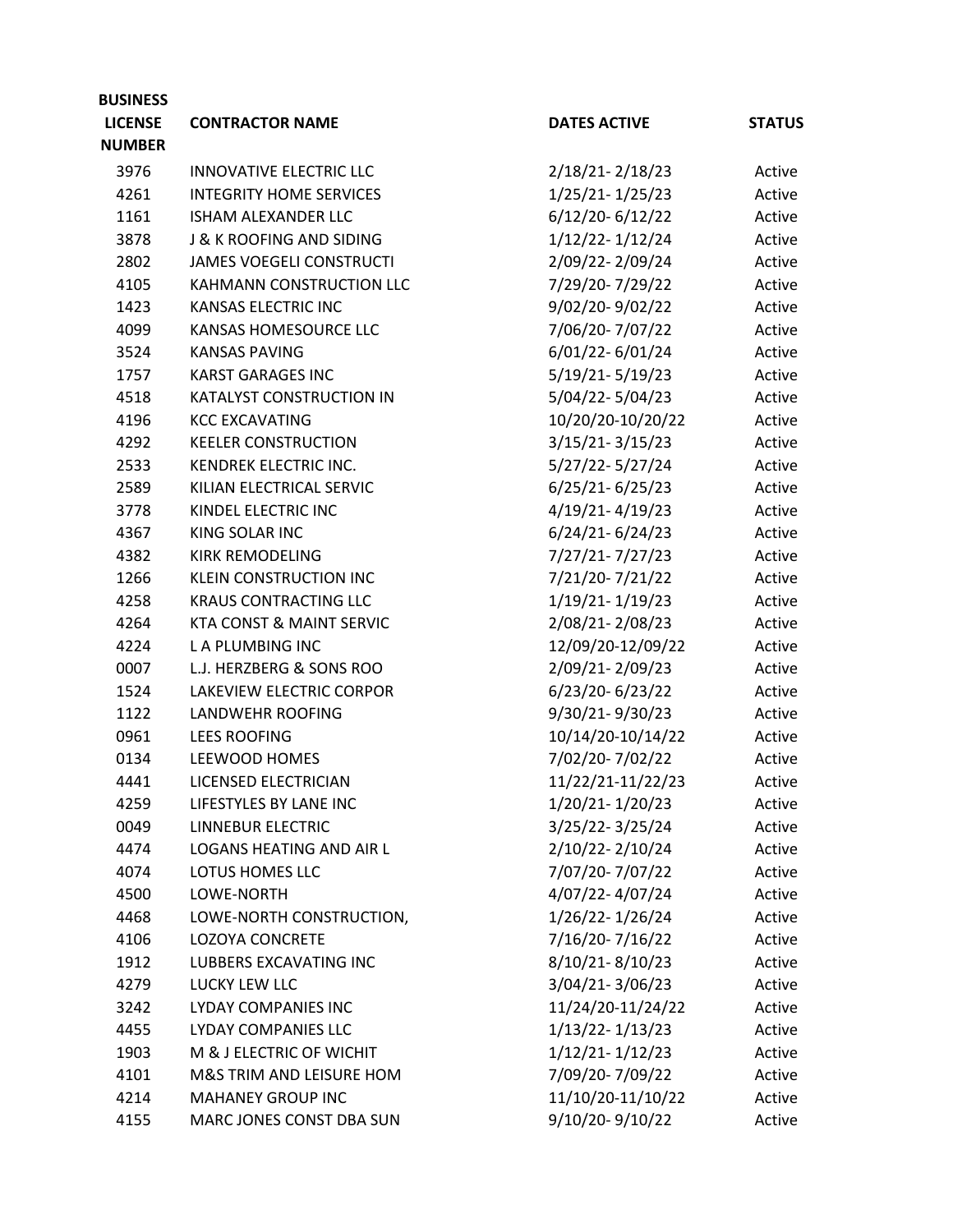| BUSINESS LICENSE NUMBER | CONTRACTOR NAME | DATES ACTIVE | STATUS |
|---|---|---|---|
| 3976 | INNOVATIVE ELECTRIC LLC | 2/18/21- 2/18/23 | Active |
| 4261 | INTEGRITY HOME SERVICES | 1/25/21- 1/25/23 | Active |
| 1161 | ISHAM ALEXANDER LLC | 6/12/20- 6/12/22 | Active |
| 3878 | J & K ROOFING AND SIDING | 1/12/22- 1/12/24 | Active |
| 2802 | JAMES VOEGELI CONSTRUCTI | 2/09/22- 2/09/24 | Active |
| 4105 | KAHMANN CONSTRUCTION LLC | 7/29/20- 7/29/22 | Active |
| 1423 | KANSAS ELECTRIC INC | 9/02/20- 9/02/22 | Active |
| 4099 | KANSAS HOMESOURCE LLC | 7/06/20- 7/07/22 | Active |
| 3524 | KANSAS PAVING | 6/01/22- 6/01/24 | Active |
| 1757 | KARST GARAGES INC | 5/19/21- 5/19/23 | Active |
| 4518 | KATALYST CONSTRUCTION IN | 5/04/22- 5/04/23 | Active |
| 4196 | KCC EXCAVATING | 10/20/20-10/20/22 | Active |
| 4292 | KEELER CONSTRUCTION | 3/15/21- 3/15/23 | Active |
| 2533 | KENDREK ELECTRIC INC. | 5/27/22- 5/27/24 | Active |
| 2589 | KILIAN ELECTRICAL SERVIC | 6/25/21- 6/25/23 | Active |
| 3778 | KINDEL ELECTRIC INC | 4/19/21- 4/19/23 | Active |
| 4367 | KING SOLAR INC | 6/24/21- 6/24/23 | Active |
| 4382 | KIRK REMODELING | 7/27/21- 7/27/23 | Active |
| 1266 | KLEIN CONSTRUCTION INC | 7/21/20- 7/21/22 | Active |
| 4258 | KRAUS CONTRACTING LLC | 1/19/21- 1/19/23 | Active |
| 4264 | KTA CONST & MAINT SERVIC | 2/08/21- 2/08/23 | Active |
| 4224 | L A PLUMBING INC | 12/09/20-12/09/22 | Active |
| 0007 | L.J. HERZBERG & SONS ROO | 2/09/21- 2/09/23 | Active |
| 1524 | LAKEVIEW ELECTRIC CORPOR | 6/23/20- 6/23/22 | Active |
| 1122 | LANDWEHR ROOFING | 9/30/21- 9/30/23 | Active |
| 0961 | LEES ROOFING | 10/14/20-10/14/22 | Active |
| 0134 | LEEWOOD HOMES | 7/02/20- 7/02/22 | Active |
| 4441 | LICENSED ELECTRICIAN | 11/22/21-11/22/23 | Active |
| 4259 | LIFESTYLES BY LANE INC | 1/20/21- 1/20/23 | Active |
| 0049 | LINNEBUR ELECTRIC | 3/25/22- 3/25/24 | Active |
| 4474 | LOGANS HEATING AND AIR L | 2/10/22- 2/10/24 | Active |
| 4074 | LOTUS HOMES LLC | 7/07/20- 7/07/22 | Active |
| 4500 | LOWE-NORTH | 4/07/22- 4/07/24 | Active |
| 4468 | LOWE-NORTH CONSTRUCTION, | 1/26/22- 1/26/24 | Active |
| 4106 | LOZOYA CONCRETE | 7/16/20- 7/16/22 | Active |
| 1912 | LUBBERS EXCAVATING INC | 8/10/21- 8/10/23 | Active |
| 4279 | LUCKY LEW LLC | 3/04/21- 3/06/23 | Active |
| 3242 | LYDAY COMPANIES INC | 11/24/20-11/24/22 | Active |
| 4455 | LYDAY COMPANIES LLC | 1/13/22- 1/13/23 | Active |
| 1903 | M & J ELECTRIC OF WICHIT | 1/12/21- 1/12/23 | Active |
| 4101 | M&S TRIM AND LEISURE HOM | 7/09/20- 7/09/22 | Active |
| 4214 | MAHANEY GROUP INC | 11/10/20-11/10/22 | Active |
| 4155 | MARC JONES CONST DBA SUN | 9/10/20- 9/10/22 | Active |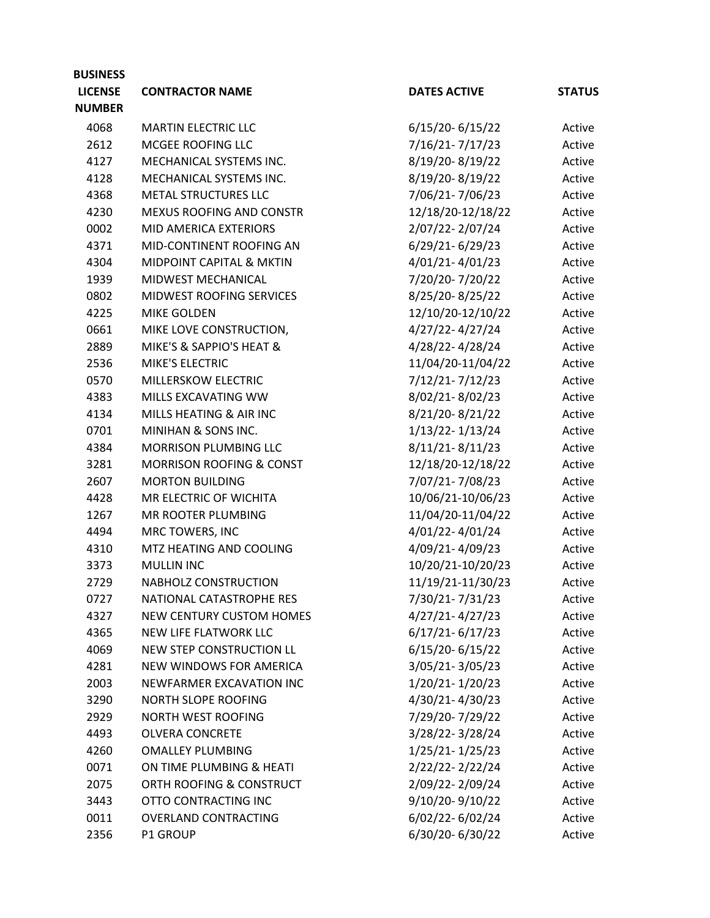| BUSINESS LICENSE NUMBER | CONTRACTOR NAME | DATES ACTIVE | STATUS |
|---|---|---|---|
| 4068 | MARTIN ELECTRIC LLC | 6/15/20- 6/15/22 | Active |
| 2612 | MCGEE ROOFING LLC | 7/16/21- 7/17/23 | Active |
| 4127 | MECHANICAL SYSTEMS INC. | 8/19/20- 8/19/22 | Active |
| 4128 | MECHANICAL SYSTEMS INC. | 8/19/20- 8/19/22 | Active |
| 4368 | METAL STRUCTURES LLC | 7/06/21- 7/06/23 | Active |
| 4230 | MEXUS ROOFING AND CONSTR | 12/18/20-12/18/22 | Active |
| 0002 | MID AMERICA EXTERIORS | 2/07/22- 2/07/24 | Active |
| 4371 | MID-CONTINENT ROOFING AN | 6/29/21- 6/29/23 | Active |
| 4304 | MIDPOINT CAPITAL & MKTIN | 4/01/21- 4/01/23 | Active |
| 1939 | MIDWEST MECHANICAL | 7/20/20- 7/20/22 | Active |
| 0802 | MIDWEST ROOFING SERVICES | 8/25/20- 8/25/22 | Active |
| 4225 | MIKE GOLDEN | 12/10/20-12/10/22 | Active |
| 0661 | MIKE LOVE CONSTRUCTION, | 4/27/22- 4/27/24 | Active |
| 2889 | MIKE'S & SAPPIO'S HEAT & | 4/28/22- 4/28/24 | Active |
| 2536 | MIKE'S ELECTRIC | 11/04/20-11/04/22 | Active |
| 0570 | MILLERSKOW ELECTRIC | 7/12/21- 7/12/23 | Active |
| 4383 | MILLS EXCAVATING WW | 8/02/21- 8/02/23 | Active |
| 4134 | MILLS HEATING & AIR INC | 8/21/20- 8/21/22 | Active |
| 0701 | MINIHAN & SONS INC. | 1/13/22- 1/13/24 | Active |
| 4384 | MORRISON PLUMBING LLC | 8/11/21- 8/11/23 | Active |
| 3281 | MORRISON ROOFING & CONST | 12/18/20-12/18/22 | Active |
| 2607 | MORTON BUILDING | 7/07/21- 7/08/23 | Active |
| 4428 | MR ELECTRIC OF WICHITA | 10/06/21-10/06/23 | Active |
| 1267 | MR ROOTER PLUMBING | 11/04/20-11/04/22 | Active |
| 4494 | MRC TOWERS, INC | 4/01/22- 4/01/24 | Active |
| 4310 | MTZ HEATING AND COOLING | 4/09/21- 4/09/23 | Active |
| 3373 | MULLIN INC | 10/20/21-10/20/23 | Active |
| 2729 | NABHOLZ CONSTRUCTION | 11/19/21-11/30/23 | Active |
| 0727 | NATIONAL CATASTROPHE RES | 7/30/21- 7/31/23 | Active |
| 4327 | NEW CENTURY CUSTOM HOMES | 4/27/21- 4/27/23 | Active |
| 4365 | NEW LIFE FLATWORK LLC | 6/17/21- 6/17/23 | Active |
| 4069 | NEW STEP CONSTRUCTION LL | 6/15/20- 6/15/22 | Active |
| 4281 | NEW WINDOWS FOR AMERICA | 3/05/21- 3/05/23 | Active |
| 2003 | NEWFARMER EXCAVATION INC | 1/20/21- 1/20/23 | Active |
| 3290 | NORTH SLOPE ROOFING | 4/30/21- 4/30/23 | Active |
| 2929 | NORTH WEST ROOFING | 7/29/20- 7/29/22 | Active |
| 4493 | OLVERA CONCRETE | 3/28/22- 3/28/24 | Active |
| 4260 | OMALLEY PLUMBING | 1/25/21- 1/25/23 | Active |
| 0071 | ON TIME PLUMBING & HEATI | 2/22/22- 2/22/24 | Active |
| 2075 | ORTH ROOFING & CONSTRUCT | 2/09/22- 2/09/24 | Active |
| 3443 | OTTO CONTRACTING INC | 9/10/20- 9/10/22 | Active |
| 0011 | OVERLAND CONTRACTING | 6/02/22- 6/02/24 | Active |
| 2356 | P1 GROUP | 6/30/20- 6/30/22 | Active |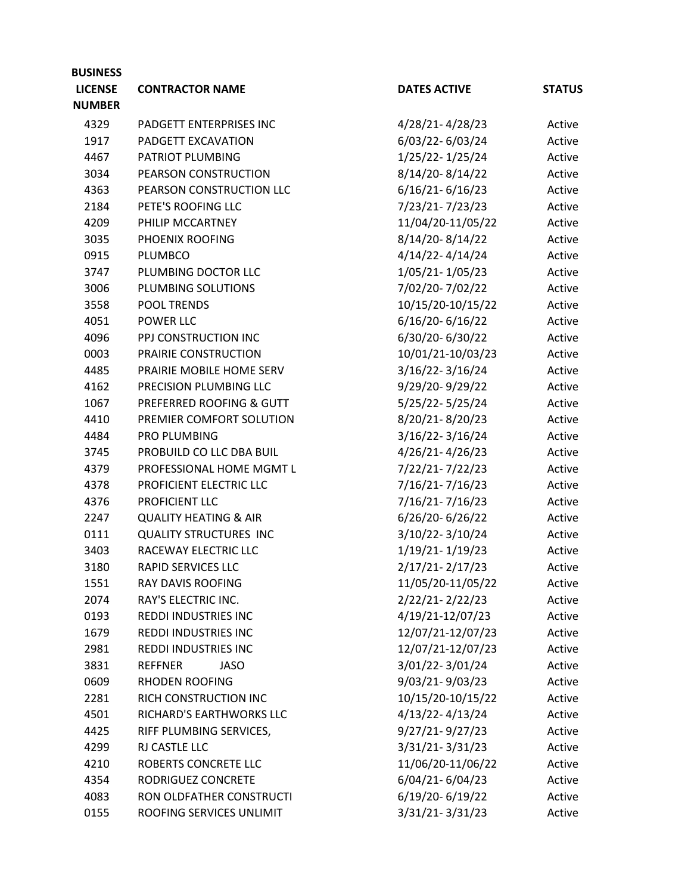| BUSINESS LICENSE NUMBER | CONTRACTOR NAME | DATES ACTIVE | STATUS |
|---|---|---|---|
| 4329 | PADGETT ENTERPRISES INC | 4/28/21- 4/28/23 | Active |
| 1917 | PADGETT EXCAVATION | 6/03/22- 6/03/24 | Active |
| 4467 | PATRIOT PLUMBING | 1/25/22- 1/25/24 | Active |
| 3034 | PEARSON CONSTRUCTION | 8/14/20- 8/14/22 | Active |
| 4363 | PEARSON CONSTRUCTION LLC | 6/16/21- 6/16/23 | Active |
| 2184 | PETE'S ROOFING LLC | 7/23/21- 7/23/23 | Active |
| 4209 | PHILIP MCCARTNEY | 11/04/20-11/05/22 | Active |
| 3035 | PHOENIX ROOFING | 8/14/20- 8/14/22 | Active |
| 0915 | PLUMBCO | 4/14/22- 4/14/24 | Active |
| 3747 | PLUMBING DOCTOR LLC | 1/05/21- 1/05/23 | Active |
| 3006 | PLUMBING SOLUTIONS | 7/02/20- 7/02/22 | Active |
| 3558 | POOL TRENDS | 10/15/20-10/15/22 | Active |
| 4051 | POWER LLC | 6/16/20- 6/16/22 | Active |
| 4096 | PPJ CONSTRUCTION INC | 6/30/20- 6/30/22 | Active |
| 0003 | PRAIRIE CONSTRUCTION | 10/01/21-10/03/23 | Active |
| 4485 | PRAIRIE MOBILE HOME SERV | 3/16/22- 3/16/24 | Active |
| 4162 | PRECISION PLUMBING LLC | 9/29/20- 9/29/22 | Active |
| 1067 | PREFERRED ROOFING & GUTT | 5/25/22- 5/25/24 | Active |
| 4410 | PREMIER COMFORT SOLUTION | 8/20/21- 8/20/23 | Active |
| 4484 | PRO PLUMBING | 3/16/22- 3/16/24 | Active |
| 3745 | PROBUILD CO LLC DBA BUIL | 4/26/21- 4/26/23 | Active |
| 4379 | PROFESSIONAL HOME MGMT L | 7/22/21- 7/22/23 | Active |
| 4378 | PROFICIENT ELECTRIC LLC | 7/16/21- 7/16/23 | Active |
| 4376 | PROFICIENT LLC | 7/16/21- 7/16/23 | Active |
| 2247 | QUALITY HEATING & AIR | 6/26/20- 6/26/22 | Active |
| 0111 | QUALITY STRUCTURES INC | 3/10/22- 3/10/24 | Active |
| 3403 | RACEWAY ELECTRIC LLC | 1/19/21- 1/19/23 | Active |
| 3180 | RAPID SERVICES LLC | 2/17/21- 2/17/23 | Active |
| 1551 | RAY DAVIS ROOFING | 11/05/20-11/05/22 | Active |
| 2074 | RAY'S ELECTRIC INC. | 2/22/21- 2/22/23 | Active |
| 0193 | REDDI INDUSTRIES INC | 4/19/21-12/07/23 | Active |
| 1679 | REDDI INDUSTRIES INC | 12/07/21-12/07/23 | Active |
| 2981 | REDDI INDUSTRIES INC | 12/07/21-12/07/23 | Active |
| 3831 | REFFNER JASO | 3/01/22- 3/01/24 | Active |
| 0609 | RHODEN ROOFING | 9/03/21- 9/03/23 | Active |
| 2281 | RICH CONSTRUCTION INC | 10/15/20-10/15/22 | Active |
| 4501 | RICHARD'S EARTHWORKS LLC | 4/13/22- 4/13/24 | Active |
| 4425 | RIFF PLUMBING SERVICES, | 9/27/21- 9/27/23 | Active |
| 4299 | RJ CASTLE LLC | 3/31/21- 3/31/23 | Active |
| 4210 | ROBERTS CONCRETE LLC | 11/06/20-11/06/22 | Active |
| 4354 | RODRIGUEZ CONCRETE | 6/04/21- 6/04/23 | Active |
| 4083 | RON OLDFATHER CONSTRUCTI | 6/19/20- 6/19/22 | Active |
| 0155 | ROOFING SERVICES UNLIMIT | 3/31/21- 3/31/23 | Active |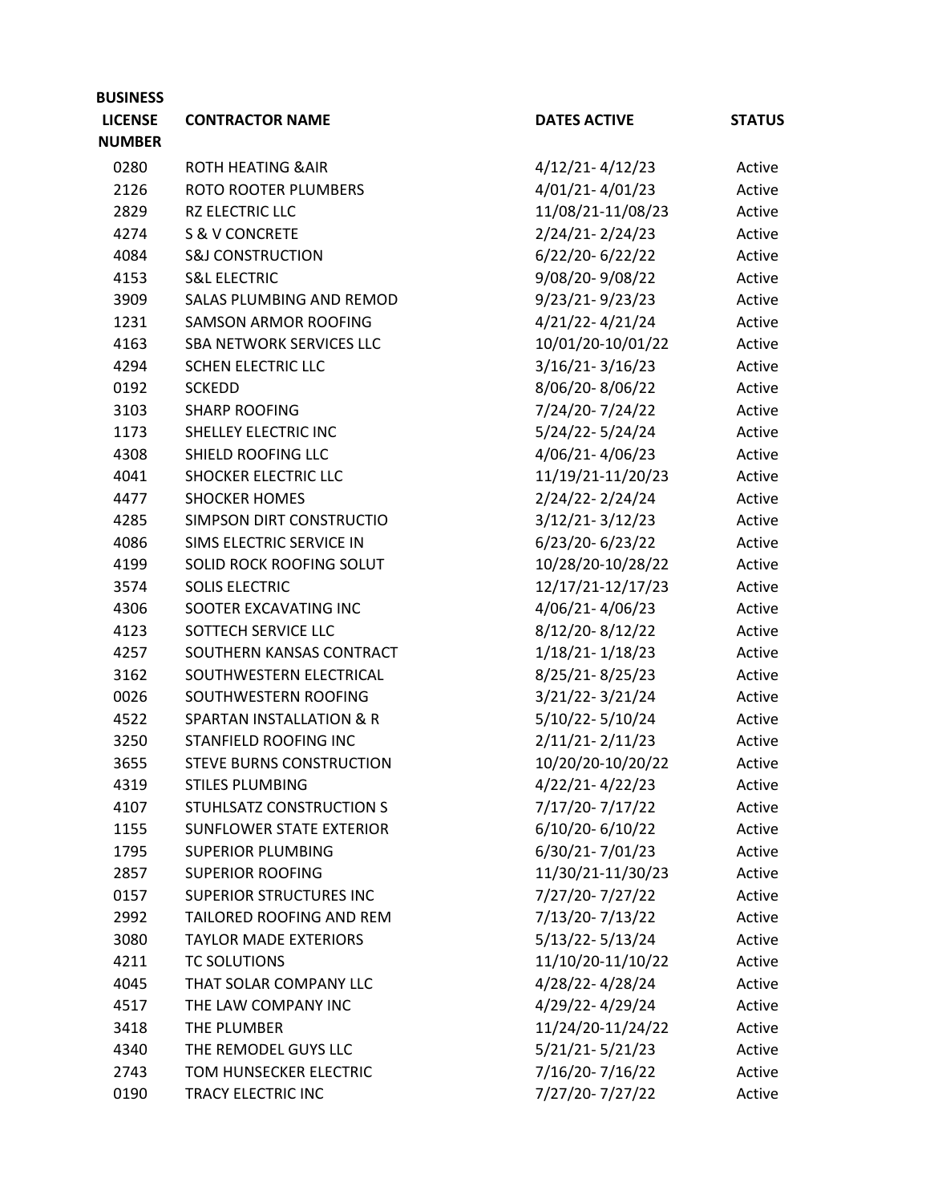| BUSINESS LICENSE NUMBER | CONTRACTOR NAME | DATES ACTIVE | STATUS |
|---|---|---|---|
| 0280 | ROTH HEATING &AIR | 4/12/21- 4/12/23 | Active |
| 2126 | ROTO ROOTER PLUMBERS | 4/01/21- 4/01/23 | Active |
| 2829 | RZ ELECTRIC LLC | 11/08/21-11/08/23 | Active |
| 4274 | S & V CONCRETE | 2/24/21- 2/24/23 | Active |
| 4084 | S&J CONSTRUCTION | 6/22/20- 6/22/22 | Active |
| 4153 | S&L ELECTRIC | 9/08/20- 9/08/22 | Active |
| 3909 | SALAS PLUMBING AND REMOD | 9/23/21- 9/23/23 | Active |
| 1231 | SAMSON ARMOR ROOFING | 4/21/22- 4/21/24 | Active |
| 4163 | SBA NETWORK SERVICES LLC | 10/01/20-10/01/22 | Active |
| 4294 | SCHEN ELECTRIC LLC | 3/16/21- 3/16/23 | Active |
| 0192 | SCKEDD | 8/06/20- 8/06/22 | Active |
| 3103 | SHARP ROOFING | 7/24/20- 7/24/22 | Active |
| 1173 | SHELLEY ELECTRIC INC | 5/24/22- 5/24/24 | Active |
| 4308 | SHIELD ROOFING LLC | 4/06/21- 4/06/23 | Active |
| 4041 | SHOCKER ELECTRIC LLC | 11/19/21-11/20/23 | Active |
| 4477 | SHOCKER HOMES | 2/24/22- 2/24/24 | Active |
| 4285 | SIMPSON DIRT CONSTRUCTIO | 3/12/21- 3/12/23 | Active |
| 4086 | SIMS ELECTRIC SERVICE IN | 6/23/20- 6/23/22 | Active |
| 4199 | SOLID ROCK ROOFING SOLUT | 10/28/20-10/28/22 | Active |
| 3574 | SOLIS ELECTRIC | 12/17/21-12/17/23 | Active |
| 4306 | SOOTER EXCAVATING INC | 4/06/21- 4/06/23 | Active |
| 4123 | SOTTECH SERVICE LLC | 8/12/20- 8/12/22 | Active |
| 4257 | SOUTHERN KANSAS CONTRACT | 1/18/21- 1/18/23 | Active |
| 3162 | SOUTHWESTERN ELECTRICAL | 8/25/21- 8/25/23 | Active |
| 0026 | SOUTHWESTERN ROOFING | 3/21/22- 3/21/24 | Active |
| 4522 | SPARTAN INSTALLATION & R | 5/10/22- 5/10/24 | Active |
| 3250 | STANFIELD ROOFING INC | 2/11/21- 2/11/23 | Active |
| 3655 | STEVE BURNS CONSTRUCTION | 10/20/20-10/20/22 | Active |
| 4319 | STILES PLUMBING | 4/22/21- 4/22/23 | Active |
| 4107 | STUHLSATZ CONSTRUCTION S | 7/17/20- 7/17/22 | Active |
| 1155 | SUNFLOWER STATE EXTERIOR | 6/10/20- 6/10/22 | Active |
| 1795 | SUPERIOR PLUMBING | 6/30/21- 7/01/23 | Active |
| 2857 | SUPERIOR ROOFING | 11/30/21-11/30/23 | Active |
| 0157 | SUPERIOR STRUCTURES INC | 7/27/20- 7/27/22 | Active |
| 2992 | TAILORED ROOFING AND REM | 7/13/20- 7/13/22 | Active |
| 3080 | TAYLOR MADE EXTERIORS | 5/13/22- 5/13/24 | Active |
| 4211 | TC SOLUTIONS | 11/10/20-11/10/22 | Active |
| 4045 | THAT SOLAR COMPANY LLC | 4/28/22- 4/28/24 | Active |
| 4517 | THE LAW COMPANY INC | 4/29/22- 4/29/24 | Active |
| 3418 | THE PLUMBER | 11/24/20-11/24/22 | Active |
| 4340 | THE REMODEL GUYS LLC | 5/21/21- 5/21/23 | Active |
| 2743 | TOM HUNSECKER ELECTRIC | 7/16/20- 7/16/22 | Active |
| 0190 | TRACY ELECTRIC INC | 7/27/20- 7/27/22 | Active |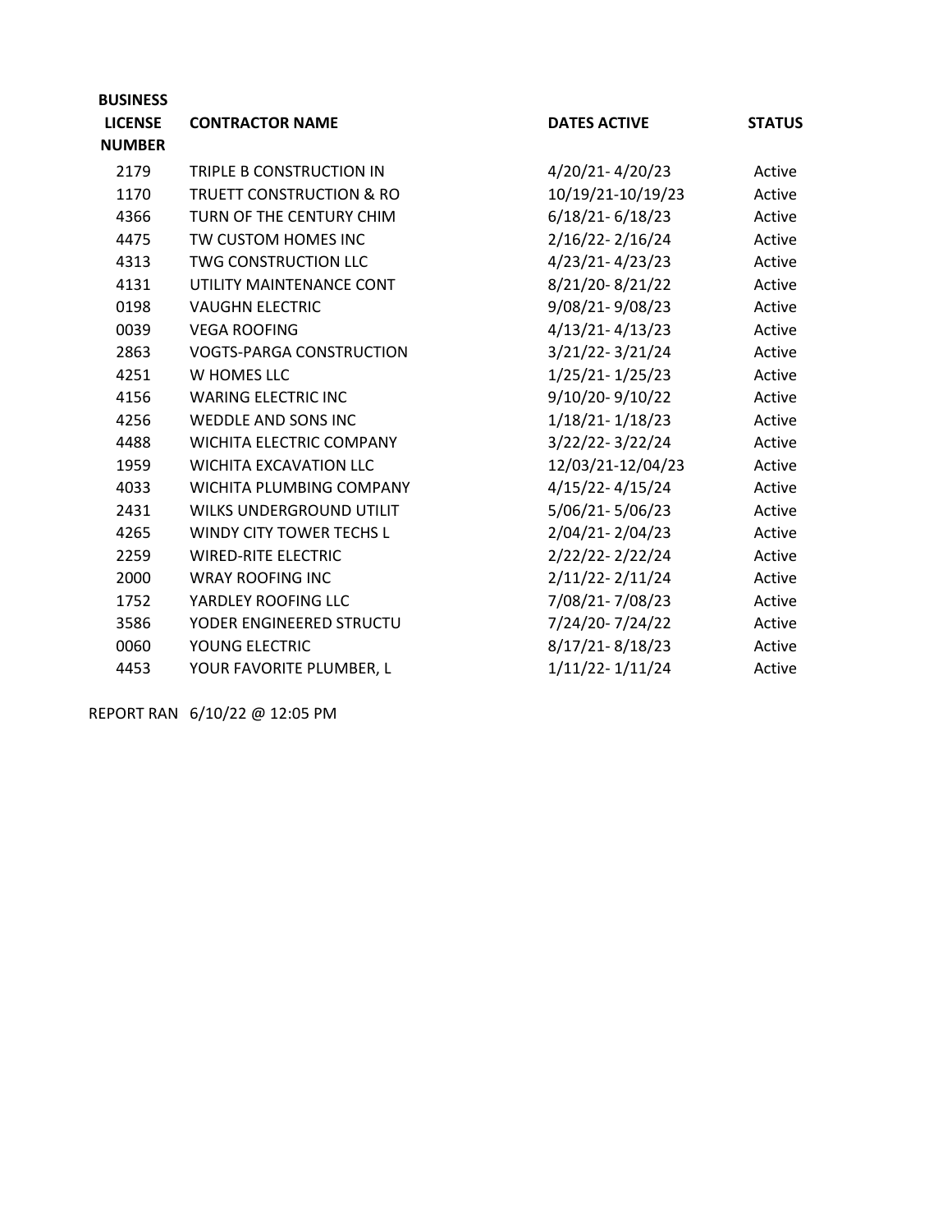| BUSINESS LICENSE NUMBER | CONTRACTOR NAME | DATES ACTIVE | STATUS |
| --- | --- | --- | --- |
| 2179 | TRIPLE B CONSTRUCTION IN | 4/20/21- 4/20/23 | Active |
| 1170 | TRUETT CONSTRUCTION & RO | 10/19/21-10/19/23 | Active |
| 4366 | TURN OF THE CENTURY CHIM | 6/18/21- 6/18/23 | Active |
| 4475 | TW CUSTOM HOMES INC | 2/16/22- 2/16/24 | Active |
| 4313 | TWG CONSTRUCTION LLC | 4/23/21- 4/23/23 | Active |
| 4131 | UTILITY MAINTENANCE CONT | 8/21/20- 8/21/22 | Active |
| 0198 | VAUGHN ELECTRIC | 9/08/21- 9/08/23 | Active |
| 0039 | VEGA ROOFING | 4/13/21- 4/13/23 | Active |
| 2863 | VOGTS-PARGA CONSTRUCTION | 3/21/22- 3/21/24 | Active |
| 4251 | W HOMES LLC | 1/25/21- 1/25/23 | Active |
| 4156 | WARING ELECTRIC INC | 9/10/20- 9/10/22 | Active |
| 4256 | WEDDLE AND SONS INC | 1/18/21- 1/18/23 | Active |
| 4488 | WICHITA ELECTRIC COMPANY | 3/22/22- 3/22/24 | Active |
| 1959 | WICHITA EXCAVATION LLC | 12/03/21-12/04/23 | Active |
| 4033 | WICHITA PLUMBING COMPANY | 4/15/22- 4/15/24 | Active |
| 2431 | WILKS UNDERGROUND UTILIT | 5/06/21- 5/06/23 | Active |
| 4265 | WINDY CITY TOWER TECHS L | 2/04/21- 2/04/23 | Active |
| 2259 | WIRED-RITE ELECTRIC | 2/22/22- 2/22/24 | Active |
| 2000 | WRAY ROOFING INC | 2/11/22- 2/11/24 | Active |
| 1752 | YARDLEY ROOFING LLC | 7/08/21- 7/08/23 | Active |
| 3586 | YODER ENGINEERED STRUCTU | 7/24/20- 7/24/22 | Active |
| 0060 | YOUNG ELECTRIC | 8/17/21- 8/18/23 | Active |
| 4453 | YOUR FAVORITE PLUMBER, L | 1/11/22- 1/11/24 | Active |

REPORT RAN 6/10/22 @ 12:05 PM